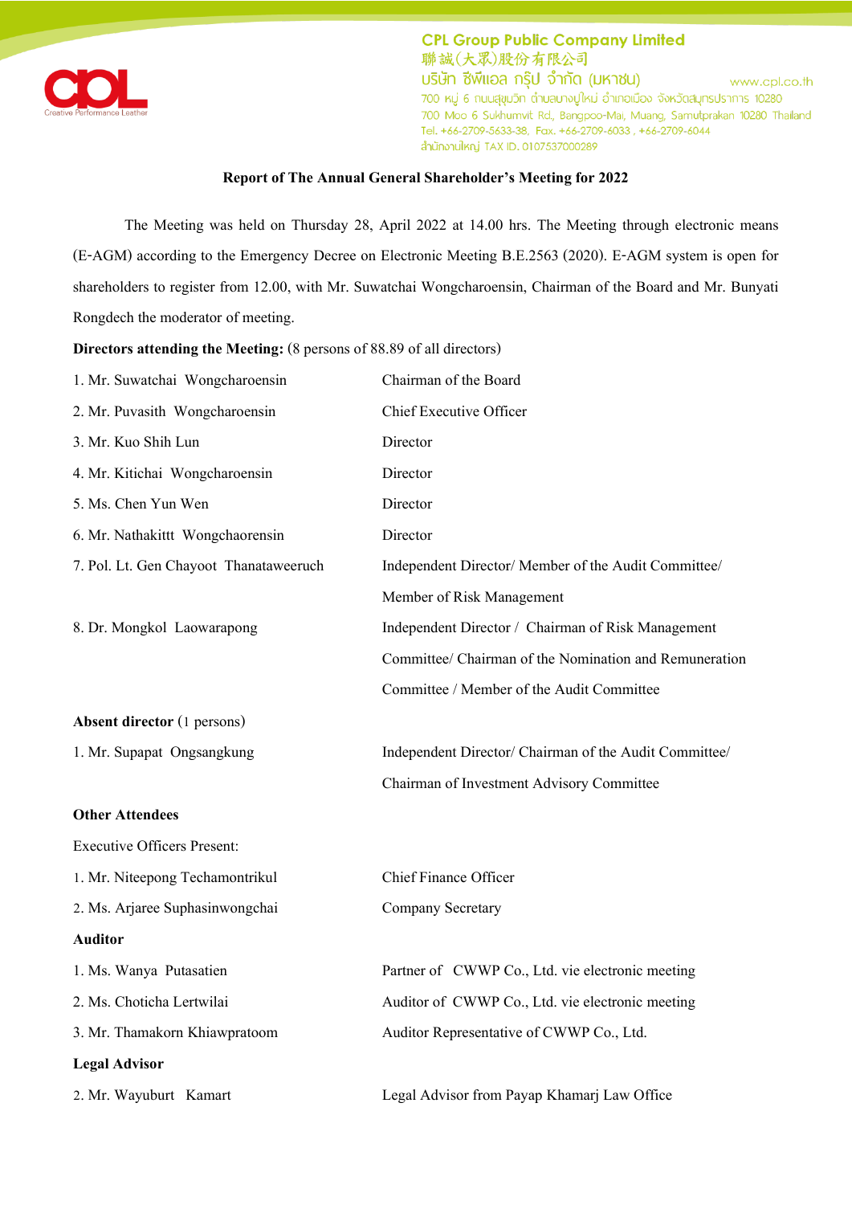CPL Group Public Company Limited
聯誠(大眾)股份有限公司
บริษัท ซีพีแอล กรุ๊ป จำกัด (มหาชน)
www.cpl.co.th
700 หมู่ 6 ถนนสุขุมวิท ตำบลบางปูใหม่ อำเภอเมือง จังหวัดสมุทรปราการ 10280
700 Moo 6 Sukhumvit Rd., Bangpoo-Mai, Muang, Samutprakan 10280 Thailand
Tel. +66-2709-5633-38, Fax. +66-2709-6033 , +66-2709-6044
สำนักงานใหญ่ TAX ID. 0107537000289

## Report of The Annual General Shareholder's Meeting for 2022

The Meeting was held on Thursday 28, April 2022 at 14.00 hrs. The Meeting through electronic means (E-AGM) according to the Emergency Decree on Electronic Meeting B.E.2563 (2020). E-AGM system is open for shareholders to register from 12.00, with Mr. Suwatchai Wongcharoensin, Chairman of the Board and Mr. Bunyati Rongdech the moderator of meeting.

**Directors attending the Meeting:** (8 persons of 88.89 of all directors)

| | |
|---|---|
| 1. Mr. Suwatchai Wongcharoensin | Chairman of the Board |
| 2. Mr. Puvasith Wongcharoensin | Chief Executive Officer |
| 3. Mr. Kuo Shih Lun | Director |
| 4. Mr. Kitichai Wongcharoensin | Director |
| 5. Ms. Chen Yun Wen | Director |
| 6. Mr. Nathakittt Wongchaorensin | Director |
| 7. Pol. Lt. Gen Chayoot Thanataweeruch | Independent Director/ Member of the Audit Committee/ Member of Risk Management |
| 8. Dr. Mongkol Laowarapong | Independent Director / Chairman of Risk Management Committee/ Chairman of the Nomination and Remuneration Committee / Member of the Audit Committee |

**Absent director** (1 persons)

| | |
|---|---|
| 1. Mr. Supapat Ongsangkung | Independent Director/ Chairman of the Audit Committee/ Chairman of Investment Advisory Committee |

**Other Attendees**

Executive Officers Present:

| | |
|---|---|
| 1. Mr. Niteepong Techamontrikul | Chief Finance Officer |
| 2. Ms. Arjaree Suphasinwongchai | Company Secretary |

**Auditor**

| | |
|---|---|
| 1. Ms. Wanya Putasatien | Partner of CWWP Co., Ltd. vie electronic meeting |
| 2. Ms. Choticha Lertwilai | Auditor of CWWP Co., Ltd. vie electronic meeting |
| 3. Mr. Thamakorn Khiawpratoom | Auditor Representative of CWWP Co., Ltd. |

**Legal Advisor**

| | |
|---|---|
| 2. Mr. Wayuburt Kamart | Legal Advisor from Payap Khamarj Law Office |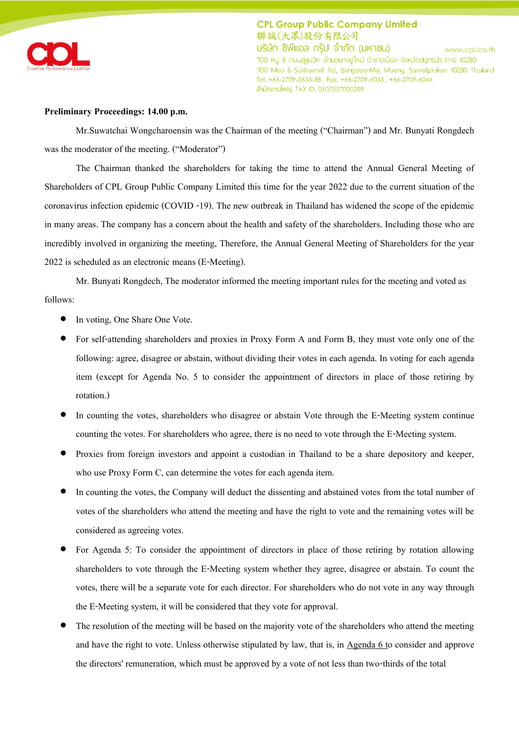**Preliminary Proceedings: 14.00 p.m.**

Mr.Suwatchai Wongcharoensin was the Chairman of the meeting ("Chairman") and Mr. Bunyati Rongdech was the moderator of the meeting. ("Moderator")

The Chairman thanked the shareholders for taking the time to attend the Annual General Meeting of Shareholders of CPL Group Public Company Limited this time for the year 2022 due to the current situation of the coronavirus infection epidemic (COVID -19). The new outbreak in Thailand has widened the scope of the epidemic in many areas. The company has a concern about the health and safety of the shareholders. Including those who are incredibly involved in organizing the meeting, Therefore, the Annual General Meeting of Shareholders for the year 2022 is scheduled as an electronic means (E-Meeting).

Mr. Bunyati Rongdech, The moderator informed the meeting important rules for the meeting and voted as follows:

- In voting, One Share One Vote.
- For self-attending shareholders and proxies in Proxy Form A and Form B, they must vote only one of the following: agree, disagree or abstain, without dividing their votes in each agenda. In voting for each agenda item (except for Agenda No. 5 to consider the appointment of directors in place of those retiring by rotation.)
- In counting the votes, shareholders who disagree or abstain Vote through the E-Meeting system continue counting the votes. For shareholders who agree, there is no need to vote through the E-Meeting system.
- Proxies from foreign investors and appoint a custodian in Thailand to be a share depository and keeper, who use Proxy Form C, can determine the votes for each agenda item.
- In counting the votes, the Company will deduct the dissenting and abstained votes from the total number of votes of the shareholders who attend the meeting and have the right to vote and the remaining votes will be considered as agreeing votes.
- For Agenda 5: To consider the appointment of directors in place of those retiring by rotation allowing shareholders to vote through the E-Meeting system whether they agree, disagree or abstain. To count the votes, there will be a separate vote for each director. For shareholders who do not vote in any way through the E-Meeting system, it will be considered that they vote for approval.
- The resolution of the meeting will be based on the majority vote of the shareholders who attend the meeting and have the right to vote. Unless otherwise stipulated by law, that is, in Agenda 6 to consider and approve the directors' remuneration, which must be approved by a vote of not less than two-thirds of the total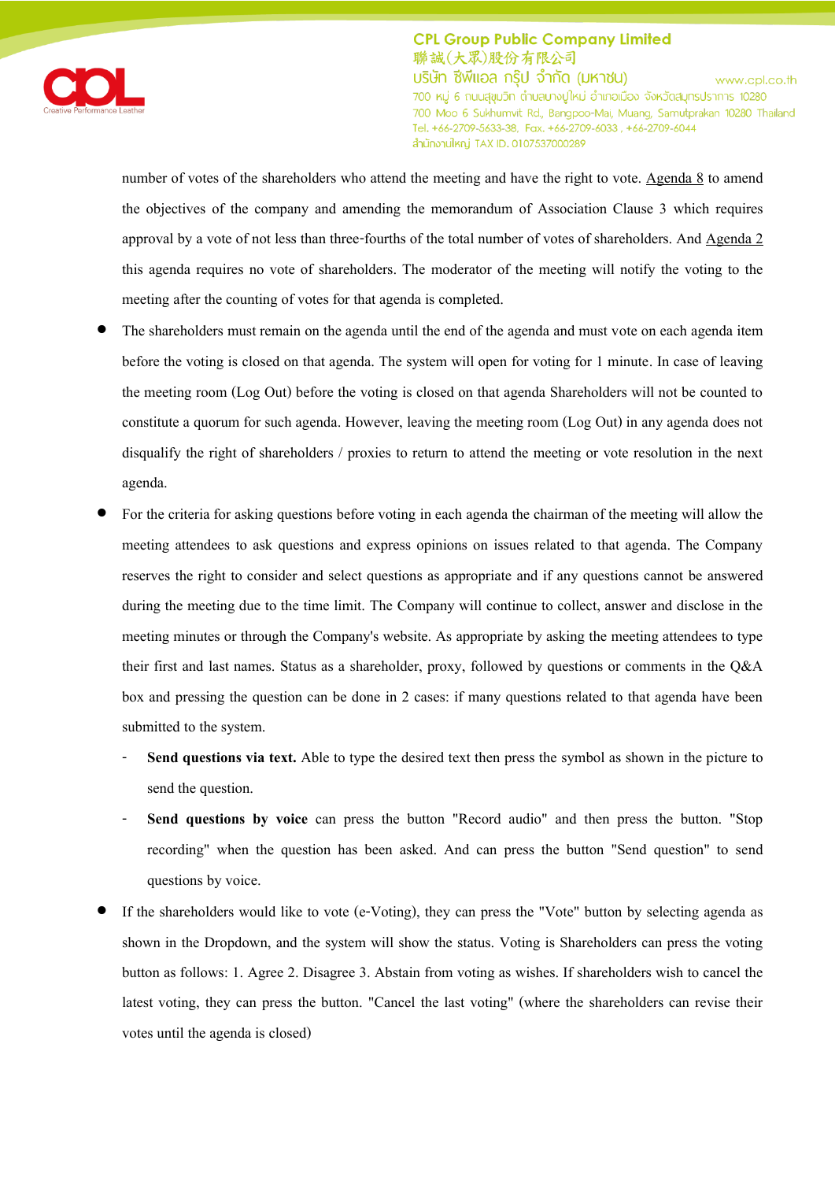number of votes of the shareholders who attend the meeting and have the right to vote. Agenda 8 to amend the objectives of the company and amending the memorandum of Association Clause 3 which requires approval by a vote of not less than three-fourths of the total number of votes of shareholders. And Agenda 2 this agenda requires no vote of shareholders. The moderator of the meeting will notify the voting to the meeting after the counting of votes for that agenda is completed.

- The shareholders must remain on the agenda until the end of the agenda and must vote on each agenda item before the voting is closed on that agenda. The system will open for voting for 1 minute. In case of leaving the meeting room (Log Out) before the voting is closed on that agenda Shareholders will not be counted to constitute a quorum for such agenda. However, leaving the meeting room (Log Out) in any agenda does not disqualify the right of shareholders / proxies to return to attend the meeting or vote resolution in the next agenda.
- For the criteria for asking questions before voting in each agenda the chairman of the meeting will allow the meeting attendees to ask questions and express opinions on issues related to that agenda. The Company reserves the right to consider and select questions as appropriate and if any questions cannot be answered during the meeting due to the time limit. The Company will continue to collect, answer and disclose in the meeting minutes or through the Company's website. As appropriate by asking the meeting attendees to type their first and last names. Status as a shareholder, proxy, followed by questions or comments in the Q&A box and pressing the question can be done in 2 cases: if many questions related to that agenda have been submitted to the system.
  - **Send questions via text.** Able to type the desired text then press the symbol as shown in the picture to send the question.
  - **Send questions by voice** can press the button "Record audio" and then press the button. "Stop recording" when the question has been asked. And can press the button "Send question" to send questions by voice.
- If the shareholders would like to vote (e-Voting), they can press the "Vote" button by selecting agenda as shown in the Dropdown, and the system will show the status. Voting is Shareholders can press the voting button as follows: 1. Agree 2. Disagree 3. Abstain from voting as wishes. If shareholders wish to cancel the latest voting, they can press the button. "Cancel the last voting" (where the shareholders can revise their votes until the agenda is closed)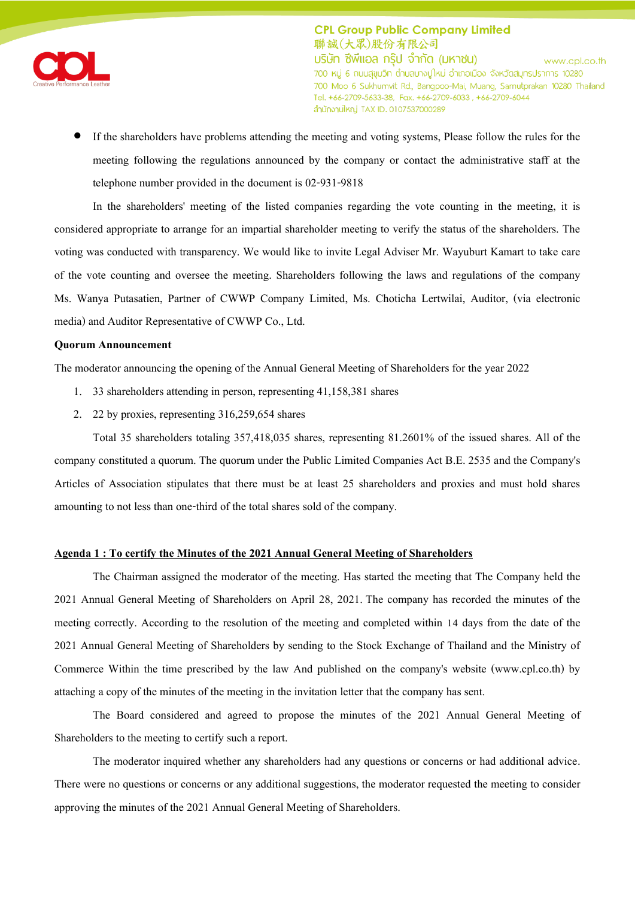- If the shareholders have problems attending the meeting and voting systems, Please follow the rules for the meeting following the regulations announced by the company or contact the administrative staff at the telephone number provided in the document is 02-931-9818

In the shareholders' meeting of the listed companies regarding the vote counting in the meeting, it is considered appropriate to arrange for an impartial shareholder meeting to verify the status of the shareholders. The voting was conducted with transparency. We would like to invite Legal Adviser Mr. Wayuburt Kamart to take care of the vote counting and oversee the meeting. Shareholders following the laws and regulations of the company Ms. Wanya Putasatien, Partner of CWWP Company Limited, Ms. Choticha Lertwilai, Auditor, (via electronic media) and Auditor Representative of CWWP Co., Ltd.

**Quorum Announcement**

The moderator announcing the opening of the Annual General Meeting of Shareholders for the year 2022

1. 33 shareholders attending in person, representing 41,158,381 shares
2. 22 by proxies, representing 316,259,654 shares

Total 35 shareholders totaling 357,418,035 shares, representing 81.2601% of the issued shares. All of the company constituted a quorum. The quorum under the Public Limited Companies Act B.E. 2535 and the Company's Articles of Association stipulates that there must be at least 25 shareholders and proxies and must hold shares amounting to not less than one-third of the total shares sold of the company.

**Agenda 1 : To certify the Minutes of the 2021 Annual General Meeting of Shareholders**

The Chairman assigned the moderator of the meeting. Has started the meeting that The Company held the 2021 Annual General Meeting of Shareholders on April 28, 2021. The company has recorded the minutes of the meeting correctly. According to the resolution of the meeting and completed within 14 days from the date of the 2021 Annual General Meeting of Shareholders by sending to the Stock Exchange of Thailand and the Ministry of Commerce Within the time prescribed by the law And published on the company's website (www.cpl.co.th) by attaching a copy of the minutes of the meeting in the invitation letter that the company has sent.

The Board considered and agreed to propose the minutes of the 2021 Annual General Meeting of Shareholders to the meeting to certify such a report.

The moderator inquired whether any shareholders had any questions or concerns or had additional advice. There were no questions or concerns or any additional suggestions, the moderator requested the meeting to consider approving the minutes of the 2021 Annual General Meeting of Shareholders.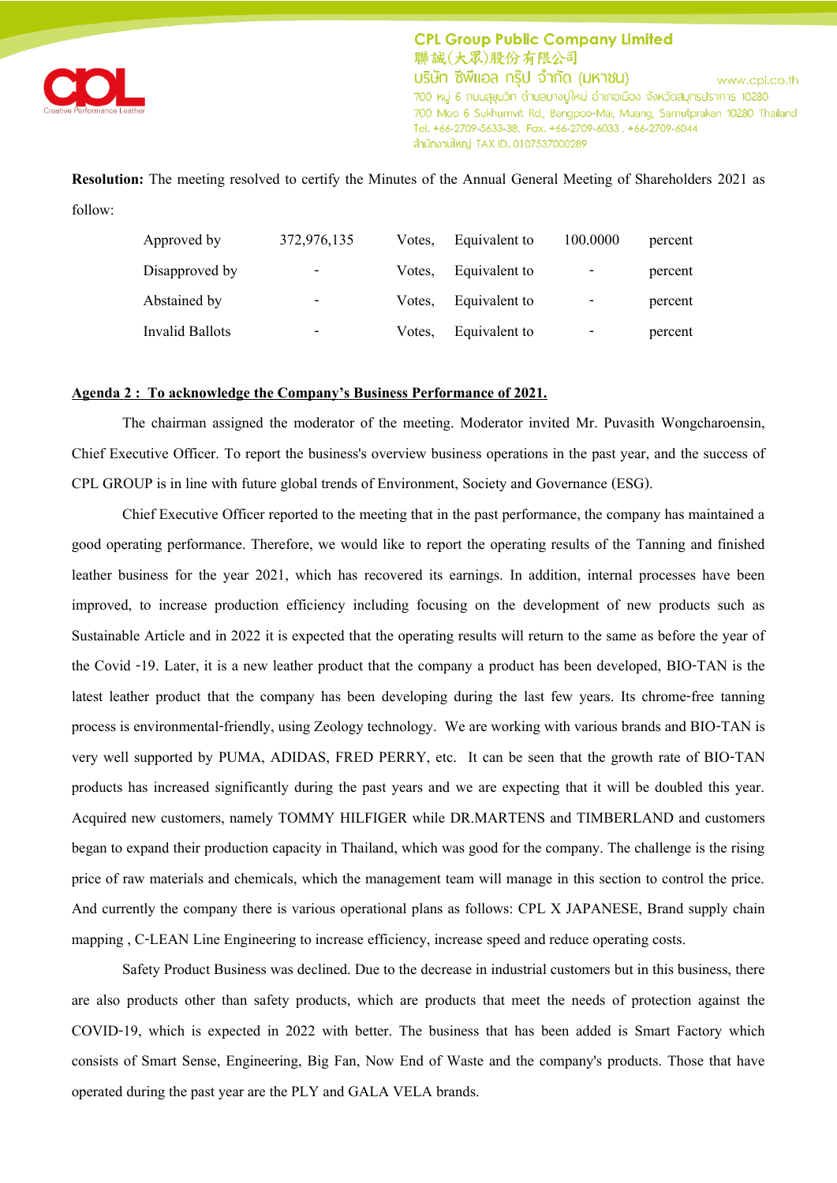**Resolution:** The meeting resolved to certify the Minutes of the Annual General Meeting of Shareholders 2021 as follow:

| | | | | | |
|---|---|---|---|---|---|
| Approved by | 372,976,135 | Votes, | Equivalent to | 100.0000 | percent |
| Disapproved by | - | Votes, | Equivalent to | - | percent |
| Abstained by | - | Votes, | Equivalent to | - | percent |
| Invalid Ballots | - | Votes, | Equivalent to | - | percent |

**Agenda 2 : To acknowledge the Company's Business Performance of 2021.**

The chairman assigned the moderator of the meeting. Moderator invited Mr. Puvasith Wongcharoensin, Chief Executive Officer. To report the business's overview business operations in the past year, and the success of CPL GROUP is in line with future global trends of Environment, Society and Governance (ESG).

Chief Executive Officer reported to the meeting that in the past performance, the company has maintained a good operating performance. Therefore, we would like to report the operating results of the Tanning and finished leather business for the year 2021, which has recovered its earnings. In addition, internal processes have been improved, to increase production efficiency including focusing on the development of new products such as Sustainable Article and in 2022 it is expected that the operating results will return to the same as before the year of the Covid -19. Later, it is a new leather product that the company a product has been developed, BIO-TAN is the latest leather product that the company has been developing during the last few years. Its chrome-free tanning process is environmental-friendly, using Zeology technology. We are working with various brands and BIO-TAN is very well supported by PUMA, ADIDAS, FRED PERRY, etc. It can be seen that the growth rate of BIO-TAN products has increased significantly during the past years and we are expecting that it will be doubled this year. Acquired new customers, namely TOMMY HILFIGER while DR.MARTENS and TIMBERLAND and customers began to expand their production capacity in Thailand, which was good for the company. The challenge is the rising price of raw materials and chemicals, which the management team will manage in this section to control the price. And currently the company there is various operational plans as follows: CPL X JAPANESE, Brand supply chain mapping , C-LEAN Line Engineering to increase efficiency, increase speed and reduce operating costs.

Safety Product Business was declined. Due to the decrease in industrial customers but in this business, there are also products other than safety products, which are products that meet the needs of protection against the COVID-19, which is expected in 2022 with better. The business that has been added is Smart Factory which consists of Smart Sense, Engineering, Big Fan, Now End of Waste and the company's products. Those that have operated during the past year are the PLY and GALA VELA brands.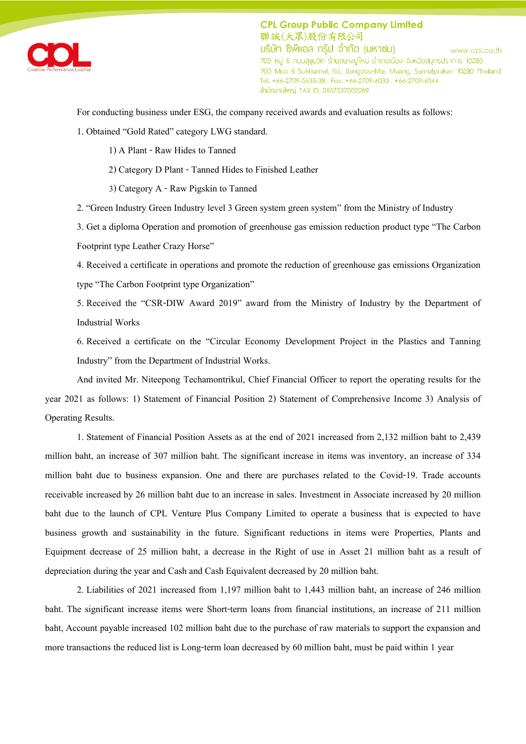For conducting business under ESG, the company received awards and evaluation results as follows:

1. Obtained "Gold Rated" category LWG standard.

   1) A Plant - Raw Hides to Tanned

   2) Category D Plant - Tanned Hides to Finished Leather

   3) Category A - Raw Pigskin to Tanned

2. "Green Industry Green Industry level 3 Green system green system" from the Ministry of Industry

3. Get a diploma Operation and promotion of greenhouse gas emission reduction product type "The Carbon Footprint type Leather Crazy Horse"

4. Received a certificate in operations and promote the reduction of greenhouse gas emissions Organization type "The Carbon Footprint type Organization"

5. Received the "CSR-DIW Award 2019" award from the Ministry of Industry by the Department of Industrial Works

6. Received a certificate on the "Circular Economy Development Project in the Plastics and Tanning Industry" from the Department of Industrial Works.

And invited Mr. Niteepong Techamontrikul, Chief Financial Officer to report the operating results for the year 2021 as follows: 1) Statement of Financial Position 2) Statement of Comprehensive Income 3) Analysis of Operating Results.

1. Statement of Financial Position Assets as at the end of 2021 increased from 2,132 million baht to 2,439 million baht, an increase of 307 million baht. The significant increase in items was inventory, an increase of 334 million baht due to business expansion. One and there are purchases related to the Covid-19. Trade accounts receivable increased by 26 million baht due to an increase in sales. Investment in Associate increased by 20 million baht due to the launch of CPL Venture Plus Company Limited to operate a business that is expected to have business growth and sustainability in the future. Significant reductions in items were Properties, Plants and Equipment decrease of 25 million baht, a decrease in the Right of use in Asset 21 million baht as a result of depreciation during the year and Cash and Cash Equivalent decreased by 20 million baht.

2. Liabilities of 2021 increased from 1,197 million baht to 1,443 million baht, an increase of 246 million baht. The significant increase items were Short-term loans from financial institutions, an increase of 211 million baht, Account payable increased 102 million baht due to the purchase of raw materials to support the expansion and more transactions the reduced list is Long-term loan decreased by 60 million baht, must be paid within 1 year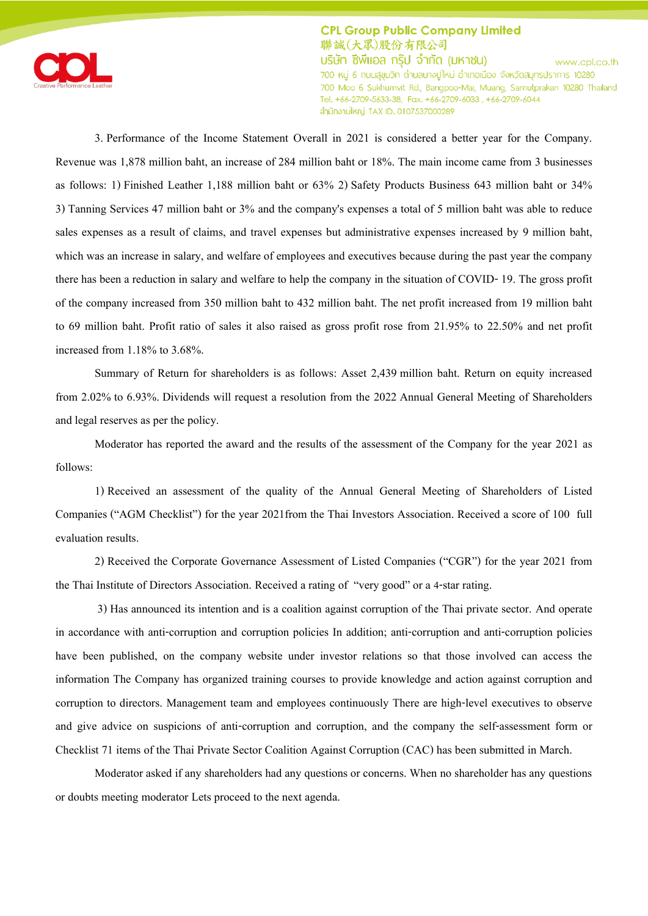3. Performance of the Income Statement Overall in 2021 is considered a better year for the Company. Revenue was 1,878 million baht, an increase of 284 million baht or 18%. The main income came from 3 businesses as follows: 1) Finished Leather 1,188 million baht or 63% 2) Safety Products Business 643 million baht or 34% 3) Tanning Services 47 million baht or 3% and the company's expenses a total of 5 million baht was able to reduce sales expenses as a result of claims, and travel expenses but administrative expenses increased by 9 million baht, which was an increase in salary, and welfare of employees and executives because during the past year the company there has been a reduction in salary and welfare to help the company in the situation of COVID- 19. The gross profit of the company increased from 350 million baht to 432 million baht. The net profit increased from 19 million baht to 69 million baht. Profit ratio of sales it also raised as gross profit rose from 21.95% to 22.50% and net profit increased from 1.18% to 3.68%.

Summary of Return for shareholders is as follows: Asset 2,439 million baht. Return on equity increased from 2.02% to 6.93%. Dividends will request a resolution from the 2022 Annual General Meeting of Shareholders and legal reserves as per the policy.

Moderator has reported the award and the results of the assessment of the Company for the year 2021 as follows:

1) Received an assessment of the quality of the Annual General Meeting of Shareholders of Listed Companies ("AGM Checklist") for the year 2021from the Thai Investors Association. Received a score of 100 full evaluation results.

2) Received the Corporate Governance Assessment of Listed Companies ("CGR") for the year 2021 from the Thai Institute of Directors Association. Received a rating of "very good" or a 4-star rating.

3) Has announced its intention and is a coalition against corruption of the Thai private sector. And operate in accordance with anti-corruption and corruption policies In addition; anti-corruption and anti-corruption policies have been published, on the company website under investor relations so that those involved can access the information The Company has organized training courses to provide knowledge and action against corruption and corruption to directors. Management team and employees continuously There are high-level executives to observe and give advice on suspicions of anti-corruption and corruption, and the company the self-assessment form or Checklist 71 items of the Thai Private Sector Coalition Against Corruption (CAC) has been submitted in March.

Moderator asked if any shareholders had any questions or concerns. When no shareholder has any questions or doubts meeting moderator Lets proceed to the next agenda.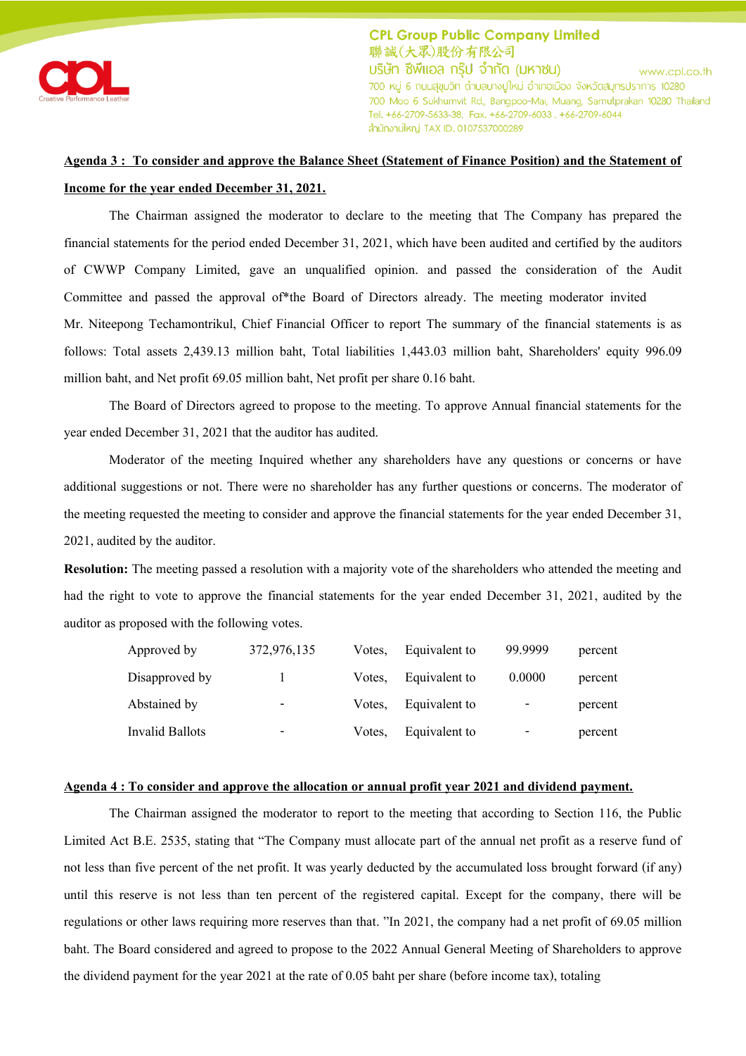**Agenda 3 : To consider and approve the Balance Sheet (Statement of Finance Position) and the Statement of Income for the year ended December 31, 2021.**

The Chairman assigned the moderator to declare to the meeting that The Company has prepared the financial statements for the period ended December 31, 2021, which have been audited and certified by the auditors of CWWP Company Limited, gave an unqualified opinion. and passed the consideration of the Audit Committee and passed the approval of*the Board of Directors already. The meeting moderator invited Mr. Niteepong Techamontrikul, Chief Financial Officer to report The summary of the financial statements is as follows: Total assets 2,439.13 million baht, Total liabilities 1,443.03 million baht, Shareholders' equity 996.09 million baht, and Net profit 69.05 million baht, Net profit per share 0.16 baht.

The Board of Directors agreed to propose to the meeting. To approve Annual financial statements for the year ended December 31, 2021 that the auditor has audited.

Moderator of the meeting Inquired whether any shareholders have any questions or concerns or have additional suggestions or not. There were no shareholder has any further questions or concerns. The moderator of the meeting requested the meeting to consider and approve the financial statements for the year ended December 31, 2021, audited by the auditor.

**Resolution:** The meeting passed a resolution with a majority vote of the shareholders who attended the meeting and had the right to vote to approve the financial statements for the year ended December 31, 2021, audited by the auditor as proposed with the following votes.

| | | | | | |
|---|---|---|---|---|---|
| Approved by | 372,976,135 | Votes, | Equivalent to | 99.9999 | percent |
| Disapproved by | 1 | Votes, | Equivalent to | 0.0000 | percent |
| Abstained by | - | Votes, | Equivalent to | - | percent |
| Invalid Ballots | - | Votes, | Equivalent to | - | percent |

**Agenda 4 : To consider and approve the allocation or annual profit year 2021 and dividend payment.**

The Chairman assigned the moderator to report to the meeting that according to Section 116, the Public Limited Act B.E. 2535, stating that "The Company must allocate part of the annual net profit as a reserve fund of not less than five percent of the net profit. It was yearly deducted by the accumulated loss brought forward (if any) until this reserve is not less than ten percent of the registered capital. Except for the company, there will be regulations or other laws requiring more reserves than that. "In 2021, the company had a net profit of 69.05 million baht. The Board considered and agreed to propose to the 2022 Annual General Meeting of Shareholders to approve the dividend payment for the year 2021 at the rate of 0.05 baht per share (before income tax), totaling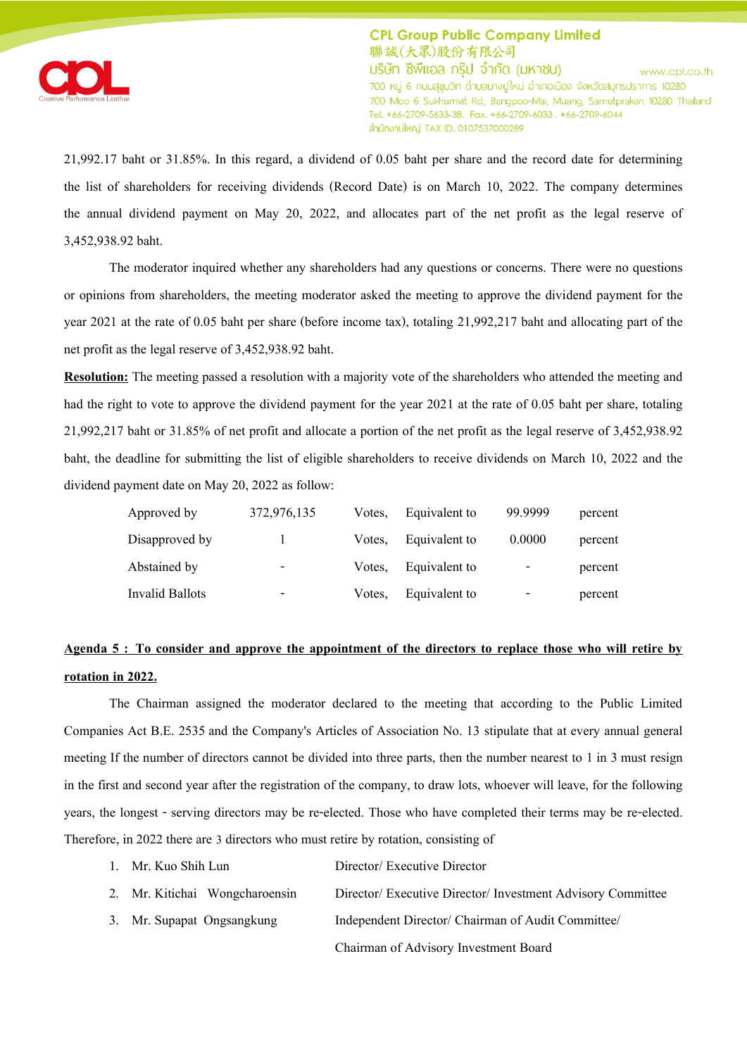21,992.17 baht or 31.85%. In this regard, a dividend of 0.05 baht per share and the record date for determining the list of shareholders for receiving dividends (Record Date) is on March 10, 2022. The company determines the annual dividend payment on May 20, 2022, and allocates part of the net profit as the legal reserve of 3,452,938.92 baht.

The moderator inquired whether any shareholders had any questions or concerns. There were no questions or opinions from shareholders, the meeting moderator asked the meeting to approve the dividend payment for the year 2021 at the rate of 0.05 baht per share (before income tax), totaling 21,992,217 baht and allocating part of the net profit as the legal reserve of 3,452,938.92 baht.

**Resolution:** The meeting passed a resolution with a majority vote of the shareholders who attended the meeting and had the right to vote to approve the dividend payment for the year 2021 at the rate of 0.05 baht per share, totaling 21,992,217 baht or 31.85% of net profit and allocate a portion of the net profit as the legal reserve of 3,452,938.92 baht, the deadline for submitting the list of eligible shareholders to receive dividends on March 10, 2022 and the dividend payment date on May 20, 2022 as follow:

| | | | | | |
|---|---|---|---|---|---|
| Approved by | 372,976,135 | Votes, | Equivalent to | 99.9999 | percent |
| Disapproved by | 1 | Votes, | Equivalent to | 0.0000 | percent |
| Abstained by | - | Votes, | Equivalent to | - | percent |
| Invalid Ballots | - | Votes, | Equivalent to | - | percent |

**Agenda 5 : To consider and approve the appointment of the directors to replace those who will retire by rotation in 2022.**

The Chairman assigned the moderator declared to the meeting that according to the Public Limited Companies Act B.E. 2535 and the Company's Articles of Association No. 13 stipulate that at every annual general meeting If the number of directors cannot be divided into three parts, then the number nearest to 1 in 3 must resign in the first and second year after the registration of the company, to draw lots, whoever will leave, for the following years, the longest - serving directors may be re-elected. Those who have completed their terms may be re-elected. Therefore, in 2022 there are 3 directors who must retire by rotation, consisting of

1. Mr. Kuo Shih Lun — Director/ Executive Director
2. Mr. Kitichai Wongcharoensin — Director/ Executive Director/ Investment Advisory Committee
3. Mr. Supapat Ongsangkung — Independent Director/ Chairman of Audit Committee/ Chairman of Advisory Investment Board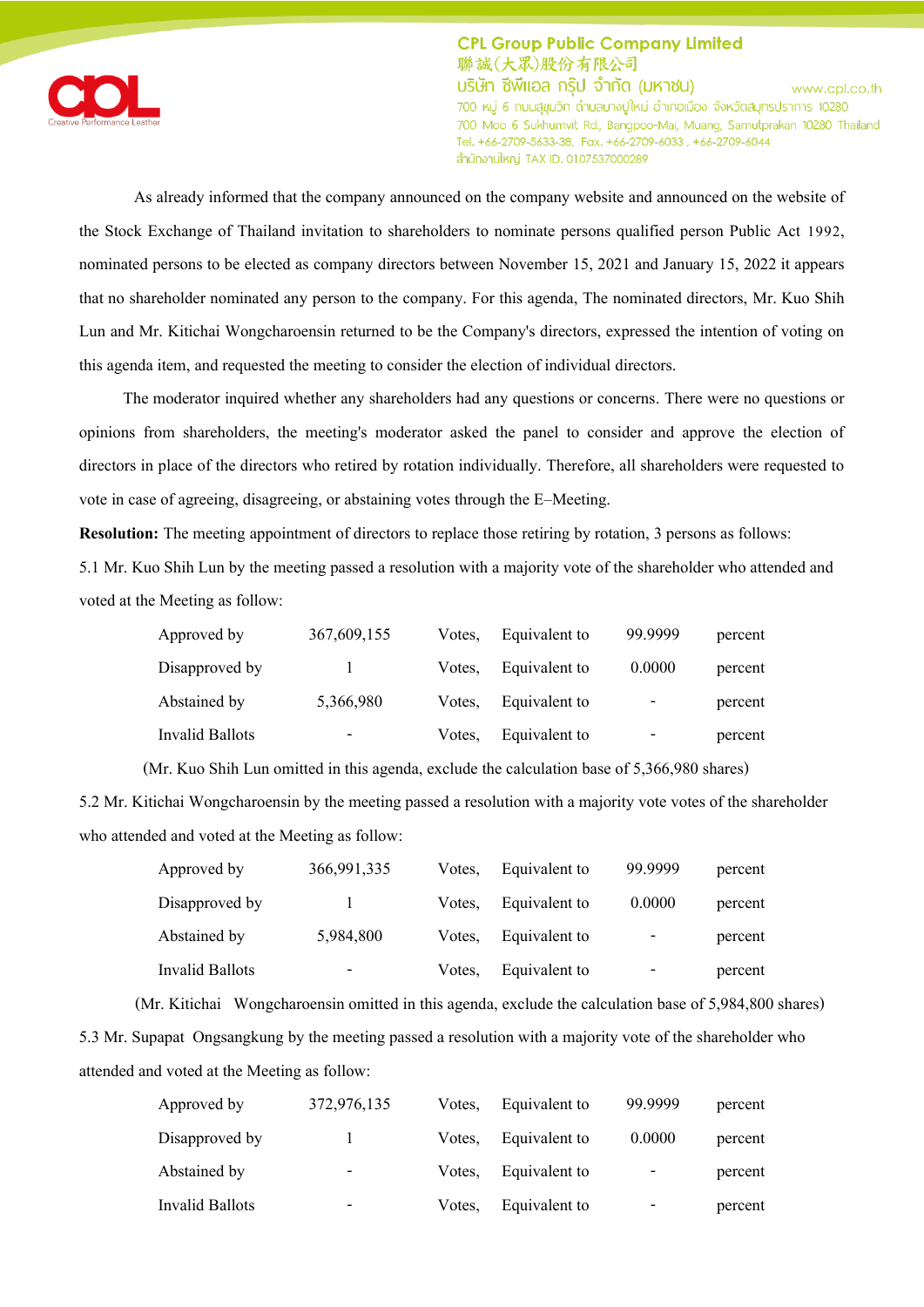As already informed that the company announced on the company website and announced on the website of the Stock Exchange of Thailand invitation to shareholders to nominate persons qualified person Public Act 1992, nominated persons to be elected as company directors between November 15, 2021 and January 15, 2022 it appears that no shareholder nominated any person to the company. For this agenda, The nominated directors, Mr. Kuo Shih Lun and Mr. Kitichai Wongcharoensin returned to be the Company's directors, expressed the intention of voting on this agenda item, and requested the meeting to consider the election of individual directors.

The moderator inquired whether any shareholders had any questions or concerns. There were no questions or opinions from shareholders, the meeting's moderator asked the panel to consider and approve the election of directors in place of the directors who retired by rotation individually. Therefore, all shareholders were requested to vote in case of agreeing, disagreeing, or abstaining votes through the E–Meeting.

**Resolution:** The meeting appointment of directors to replace those retiring by rotation, 3 persons as follows:

5.1 Mr. Kuo Shih Lun by the meeting passed a resolution with a majority vote of the shareholder who attended and voted at the Meeting as follow:

| | | | | | |
|---|---|---|---|---|---|
| Approved by | 367,609,155 | Votes, | Equivalent to | 99.9999 | percent |
| Disapproved by | 1 | Votes, | Equivalent to | 0.0000 | percent |
| Abstained by | 5,366,980 | Votes, | Equivalent to | - | percent |
| Invalid Ballots | - | Votes, | Equivalent to | - | percent |

(Mr. Kuo Shih Lun omitted in this agenda, exclude the calculation base of 5,366,980 shares)

5.2 Mr. Kitichai Wongcharoensin by the meeting passed a resolution with a majority vote votes of the shareholder who attended and voted at the Meeting as follow:

| | | | | | |
|---|---|---|---|---|---|
| Approved by | 366,991,335 | Votes, | Equivalent to | 99.9999 | percent |
| Disapproved by | 1 | Votes, | Equivalent to | 0.0000 | percent |
| Abstained by | 5,984,800 | Votes, | Equivalent to | - | percent |
| Invalid Ballots | - | Votes, | Equivalent to | - | percent |

(Mr. Kitichai Wongcharoensin omitted in this agenda, exclude the calculation base of 5,984,800 shares)

5.3 Mr. Supapat Ongsangkung by the meeting passed a resolution with a majority vote of the shareholder who attended and voted at the Meeting as follow:

| | | | | | |
|---|---|---|---|---|---|
| Approved by | 372,976,135 | Votes, | Equivalent to | 99.9999 | percent |
| Disapproved by | 1 | Votes, | Equivalent to | 0.0000 | percent |
| Abstained by | - | Votes, | Equivalent to | - | percent |
| Invalid Ballots | - | Votes, | Equivalent to | - | percent |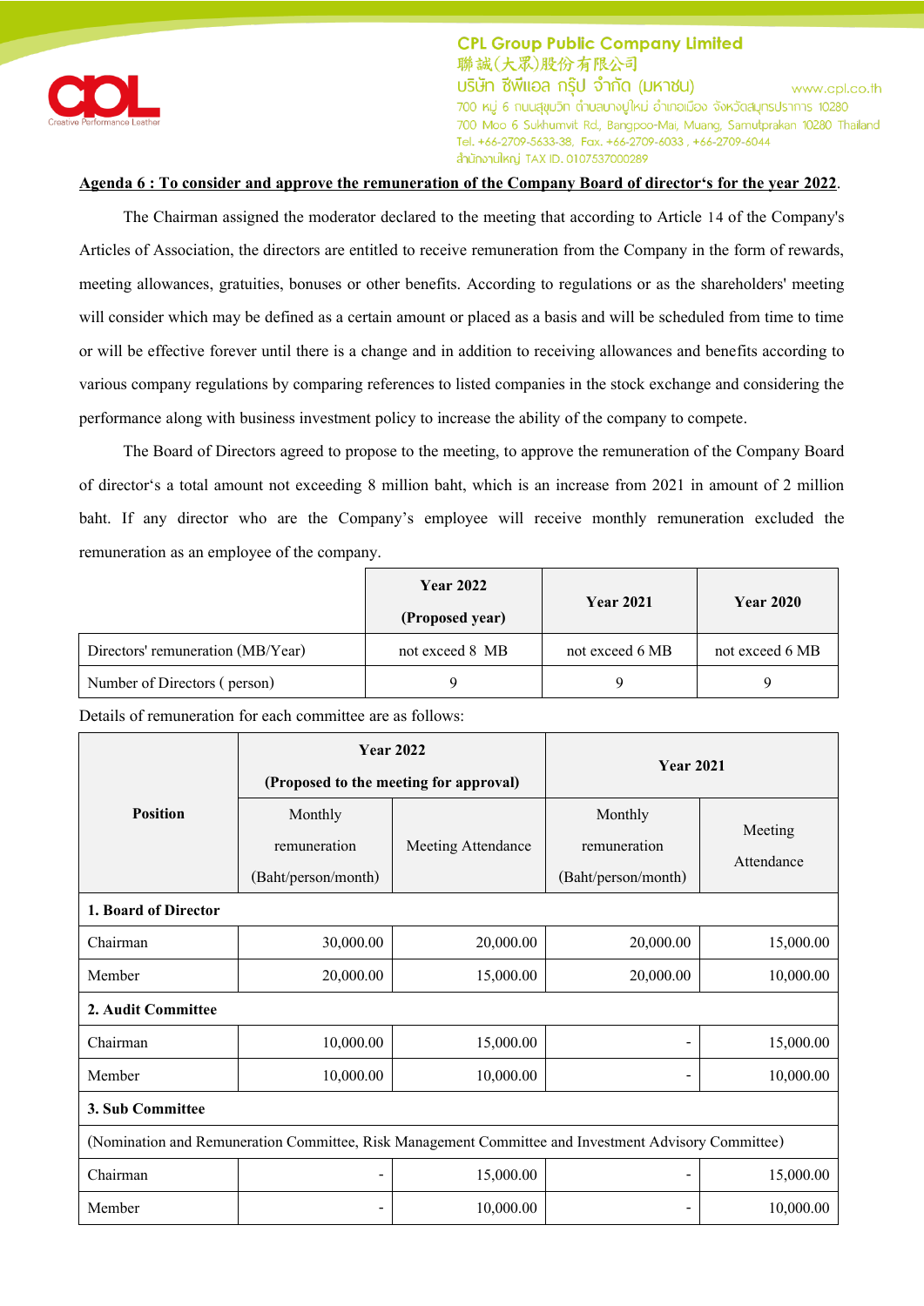**Agenda 6 : To consider and approve the remuneration of the Company Board of director's for the year 2022**.

The Chairman assigned the moderator declared to the meeting that according to Article 14 of the Company's Articles of Association, the directors are entitled to receive remuneration from the Company in the form of rewards, meeting allowances, gratuities, bonuses or other benefits. According to regulations or as the shareholders' meeting will consider which may be defined as a certain amount or placed as a basis and will be scheduled from time to time or will be effective forever until there is a change and in addition to receiving allowances and benefits according to various company regulations by comparing references to listed companies in the stock exchange and considering the performance along with business investment policy to increase the ability of the company to compete.

The Board of Directors agreed to propose to the meeting, to approve the remuneration of the Company Board of director's a total amount not exceeding 8 million baht, which is an increase from 2021 in amount of 2 million baht. If any director who are the Company's employee will receive monthly remuneration excluded the remuneration as an employee of the company.

| | **Year 2022 (Proposed year)** | **Year 2021** | **Year 2020** |
|---|---|---|---|
| Directors' remuneration (MB/Year) | not exceed 8 MB | not exceed 6 MB | not exceed 6 MB |
| Number of Directors ( person) | 9 | 9 | 9 |

Details of remuneration for each committee are as follows:

| **Position** | **Year 2022 (Proposed to the meeting for approval)** | | **Year 2021** | |
|---|---|---|---|---|
| | Monthly remuneration (Baht/person/month) | Meeting Attendance | Monthly remuneration (Baht/person/month) | Meeting Attendance |
| **1. Board of Director** | | | | |
| Chairman | 30,000.00 | 20,000.00 | 20,000.00 | 15,000.00 |
| Member | 20,000.00 | 15,000.00 | 20,000.00 | 10,000.00 |
| **2. Audit Committee** | | | | |
| Chairman | 10,000.00 | 15,000.00 | - | 15,000.00 |
| Member | 10,000.00 | 10,000.00 | - | 10,000.00 |
| **3. Sub Committee** | | | | |
| (Nomination and Remuneration Committee, Risk Management Committee and Investment Advisory Committee) | | | | |
| Chairman | - | 15,000.00 | - | 15,000.00 |
| Member | - | 10,000.00 | - | 10,000.00 |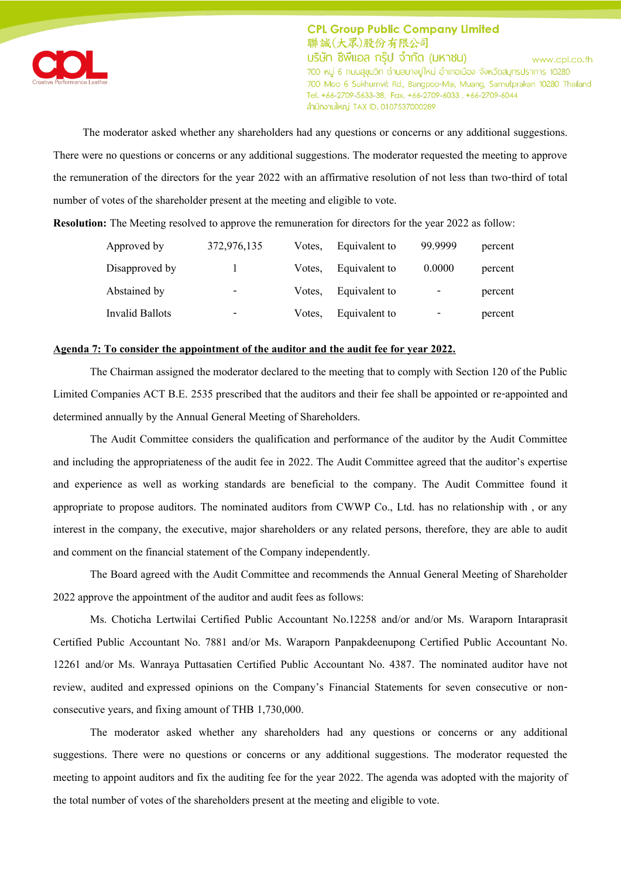The moderator asked whether any shareholders had any questions or concerns or any additional suggestions. There were no questions or concerns or any additional suggestions. The moderator requested the meeting to approve the remuneration of the directors for the year 2022 with an affirmative resolution of not less than two-third of total number of votes of the shareholder present at the meeting and eligible to vote.

**Resolution:** The Meeting resolved to approve the remuneration for directors for the year 2022 as follow:

| | | | | | |
|---|---|---|---|---|---|
| Approved by | 372,976,135 | Votes, | Equivalent to | 99.9999 | percent |
| Disapproved by | 1 | Votes, | Equivalent to | 0.0000 | percent |
| Abstained by | - | Votes, | Equivalent to | - | percent |
| Invalid Ballots | - | Votes, | Equivalent to | - | percent |

**Agenda 7: To consider the appointment of the auditor and the audit fee for year 2022.**

The Chairman assigned the moderator declared to the meeting that to comply with Section 120 of the Public Limited Companies ACT B.E. 2535 prescribed that the auditors and their fee shall be appointed or re-appointed and determined annually by the Annual General Meeting of Shareholders.

The Audit Committee considers the qualification and performance of the auditor by the Audit Committee and including the appropriateness of the audit fee in 2022. The Audit Committee agreed that the auditor's expertise and experience as well as working standards are beneficial to the company. The Audit Committee found it appropriate to propose auditors. The nominated auditors from CWWP Co., Ltd. has no relationship with , or any interest in the company, the executive, major shareholders or any related persons, therefore, they are able to audit and comment on the financial statement of the Company independently.

The Board agreed with the Audit Committee and recommends the Annual General Meeting of Shareholder 2022 approve the appointment of the auditor and audit fees as follows:

Ms. Choticha Lertwilai Certified Public Accountant No.12258 and/or and/or Ms. Waraporn Intaraprasit Certified Public Accountant No. 7881 and/or Ms. Waraporn Panpakdeenupong Certified Public Accountant No. 12261 and/or Ms. Wanraya Puttasatien Certified Public Accountant No. 4387. The nominated auditor have not review, audited and expressed opinions on the Company's Financial Statements for seven consecutive or non-consecutive years, and fixing amount of THB 1,730,000.

The moderator asked whether any shareholders had any questions or concerns or any additional suggestions. There were no questions or concerns or any additional suggestions. The moderator requested the meeting to appoint auditors and fix the auditing fee for the year 2022. The agenda was adopted with the majority of the total number of votes of the shareholders present at the meeting and eligible to vote.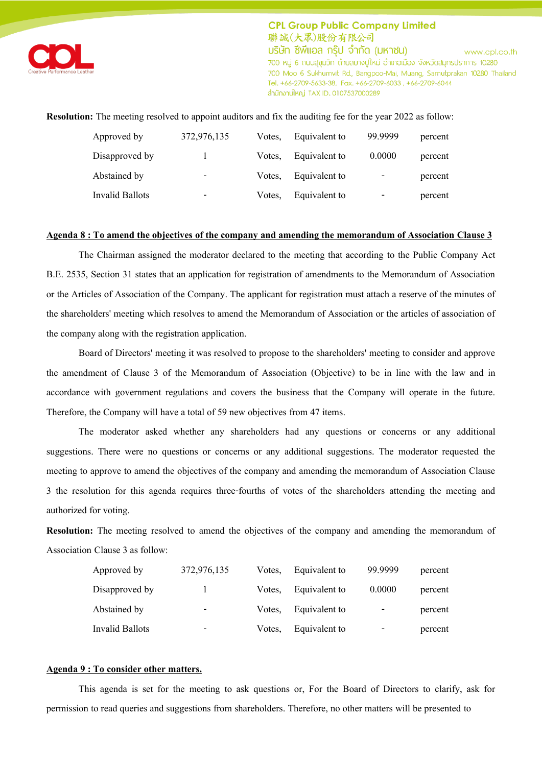**Resolution:** The meeting resolved to appoint auditors and fix the auditing fee for the year 2022 as follow:

| | | | | | |
|---|---|---|---|---|---|
| Approved by | 372,976,135 | Votes, | Equivalent to | 99.9999 | percent |
| Disapproved by | 1 | Votes, | Equivalent to | 0.0000 | percent |
| Abstained by | - | Votes, | Equivalent to | - | percent |
| Invalid Ballots | - | Votes, | Equivalent to | - | percent |

**Agenda 8 : To amend the objectives of the company and amending the memorandum of Association Clause 3**

The Chairman assigned the moderator declared to the meeting that according to the Public Company Act B.E. 2535, Section 31 states that an application for registration of amendments to the Memorandum of Association or the Articles of Association of the Company. The applicant for registration must attach a reserve of the minutes of the shareholders' meeting which resolves to amend the Memorandum of Association or the articles of association of the company along with the registration application.

Board of Directors' meeting it was resolved to propose to the shareholders' meeting to consider and approve the amendment of Clause 3 of the Memorandum of Association (Objective) to be in line with the law and in accordance with government regulations and covers the business that the Company will operate in the future. Therefore, the Company will have a total of 59 new objectives from 47 items.

The moderator asked whether any shareholders had any questions or concerns or any additional suggestions. There were no questions or concerns or any additional suggestions. The moderator requested the meeting to approve to amend the objectives of the company and amending the memorandum of Association Clause 3 the resolution for this agenda requires three-fourths of votes of the shareholders attending the meeting and authorized for voting.

**Resolution:** The meeting resolved to amend the objectives of the company and amending the memorandum of Association Clause 3 as follow:

| | | | | | |
|---|---|---|---|---|---|
| Approved by | 372,976,135 | Votes, | Equivalent to | 99.9999 | percent |
| Disapproved by | 1 | Votes, | Equivalent to | 0.0000 | percent |
| Abstained by | - | Votes, | Equivalent to | - | percent |
| Invalid Ballots | - | Votes, | Equivalent to | - | percent |

**Agenda 9 : To consider other matters.**

This agenda is set for the meeting to ask questions or, For the Board of Directors to clarify, ask for permission to read queries and suggestions from shareholders. Therefore, no other matters will be presented to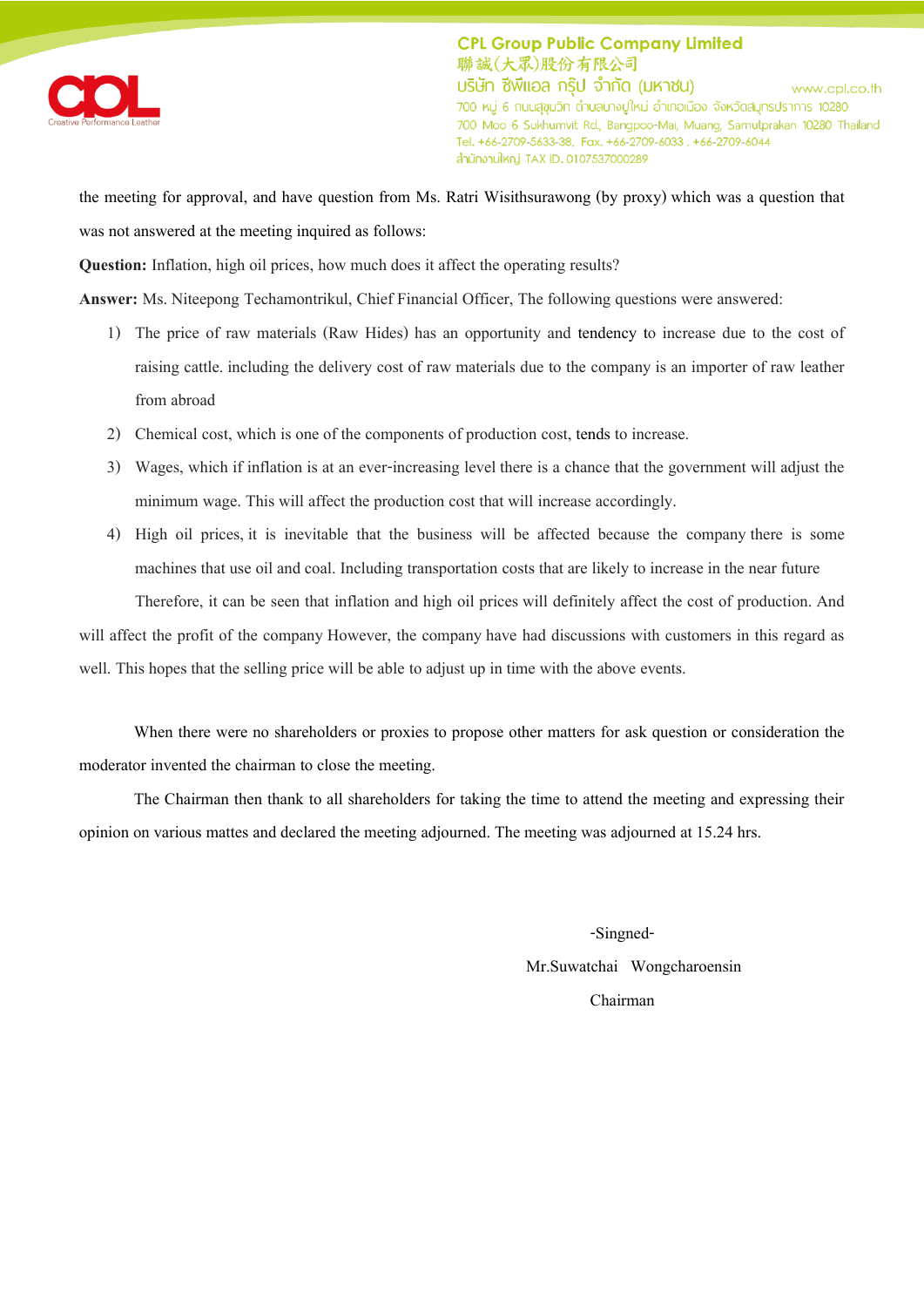the meeting for approval, and have question from Ms. Ratri Wisithsurawong (by proxy) which was a question that was not answered at the meeting inquired as follows:

**Question:** Inflation, high oil prices, how much does it affect the operating results?

**Answer:** Ms. Niteepong Techamontrikul, Chief Financial Officer, The following questions were answered:

1) The price of raw materials (Raw Hides) has an opportunity and tendency to increase due to the cost of raising cattle. including the delivery cost of raw materials due to the company is an importer of raw leather from abroad
2) Chemical cost, which is one of the components of production cost, tends to increase.
3) Wages, which if inflation is at an ever-increasing level there is a chance that the government will adjust the minimum wage. This will affect the production cost that will increase accordingly.
4) High oil prices, it is inevitable that the business will be affected because the company there is some machines that use oil and coal. Including transportation costs that are likely to increase in the near future

Therefore, it can be seen that inflation and high oil prices will definitely affect the cost of production. And will affect the profit of the company However, the company have had discussions with customers in this regard as well. This hopes that the selling price will be able to adjust up in time with the above events.

When there were no shareholders or proxies to propose other matters for ask question or consideration the moderator invented the chairman to close the meeting.

The Chairman then thank to all shareholders for taking the time to attend the meeting and expressing their opinion on various mattes and declared the meeting adjourned. The meeting was adjourned at 15.24 hrs.

-Singned-

Mr.Suwatchai Wongcharoensin

Chairman